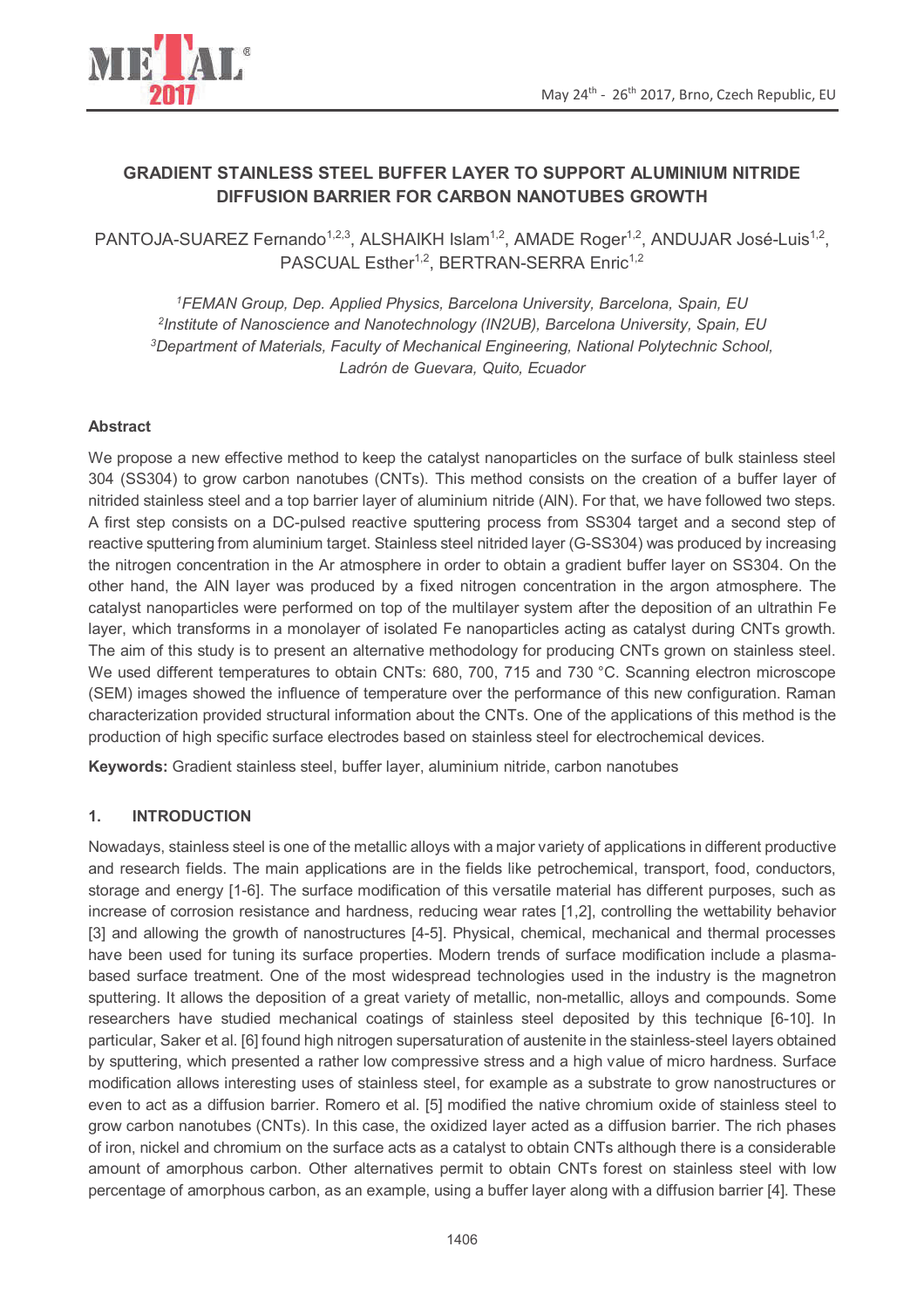# GRADIENT STAINLESS STEEL BUFFER LAYER TO SUPPORT ALUMINIUM NITRIDE DIFFUSION BARRIER FOR CARBON NANOTUBES GROWTH

PANTOJA-SUAREZ Fernando[1,2,3], ALSHAIKH Islam[1,2], AMADE Roger[1,2], ANDUJAR José-Luis[1,2], PASCUAL Esther[1,2], BERTRAN-SERRA Enric[1,2]

*[1]FEMAN Group, Dep. Applied Physics, Barcelona University, Barcelona, Spain, EU*
*[2]Institute of Nanoscience and Nanotechnology (IN2UB), Barcelona University, Spain, EU*
*[3]Department of Materials, Faculty of Mechanical Engineering, National Polytechnic School, Ladrón de Guevara, Quito, Ecuador*

## Abstract

We propose a new effective method to keep the catalyst nanoparticles on the surface of bulk stainless steel 304 (SS304) to grow carbon nanotubes (CNTs). This method consists on the creation of a buffer layer of nitrided stainless steel and a top barrier layer of aluminium nitride (AlN). For that, we have followed two steps. A first step consists on a DC-pulsed reactive sputtering process from SS304 target and a second step of reactive sputtering from aluminium target. Stainless steel nitrided layer (G-SS304) was produced by increasing the nitrogen concentration in the Ar atmosphere in order to obtain a gradient buffer layer on SS304. On the other hand, the AlN layer was produced by a fixed nitrogen concentration in the argon atmosphere. The catalyst nanoparticles were performed on top of the multilayer system after the deposition of an ultrathin Fe layer, which transforms in a monolayer of isolated Fe nanoparticles acting as catalyst during CNTs growth. The aim of this study is to present an alternative methodology for producing CNTs grown on stainless steel. We used different temperatures to obtain CNTs: 680, 700, 715 and 730 °C. Scanning electron microscope (SEM) images showed the influence of temperature over the performance of this new configuration. Raman characterization provided structural information about the CNTs. One of the applications of this method is the production of high specific surface electrodes based on stainless steel for electrochemical devices.

**Keywords:** Gradient stainless steel, buffer layer, aluminium nitride, carbon nanotubes

## 1. INTRODUCTION

Nowadays, stainless steel is one of the metallic alloys with a major variety of applications in different productive and research fields. The main applications are in the fields like petrochemical, transport, food, conductors, storage and energy [1-6]. The surface modification of this versatile material has different purposes, such as increase of corrosion resistance and hardness, reducing wear rates [1,2], controlling the wettability behavior [3] and allowing the growth of nanostructures [4-5]. Physical, chemical, mechanical and thermal processes have been used for tuning its surface properties. Modern trends of surface modification include a plasma-based surface treatment. One of the most widespread technologies used in the industry is the magnetron sputtering. It allows the deposition of a great variety of metallic, non-metallic, alloys and compounds. Some researchers have studied mechanical coatings of stainless steel deposited by this technique [6-10]. In particular, Saker et al. [6] found high nitrogen supersaturation of austenite in the stainless-steel layers obtained by sputtering, which presented a rather low compressive stress and a high value of micro hardness. Surface modification allows interesting uses of stainless steel, for example as a substrate to grow nanostructures or even to act as a diffusion barrier. Romero et al. [5] modified the native chromium oxide of stainless steel to grow carbon nanotubes (CNTs). In this case, the oxidized layer acted as a diffusion barrier. The rich phases of iron, nickel and chromium on the surface acts as a catalyst to obtain CNTs although there is a considerable amount of amorphous carbon. Other alternatives permit to obtain CNTs forest on stainless steel with low percentage of amorphous carbon, as an example, using a buffer layer along with a diffusion barrier [4]. These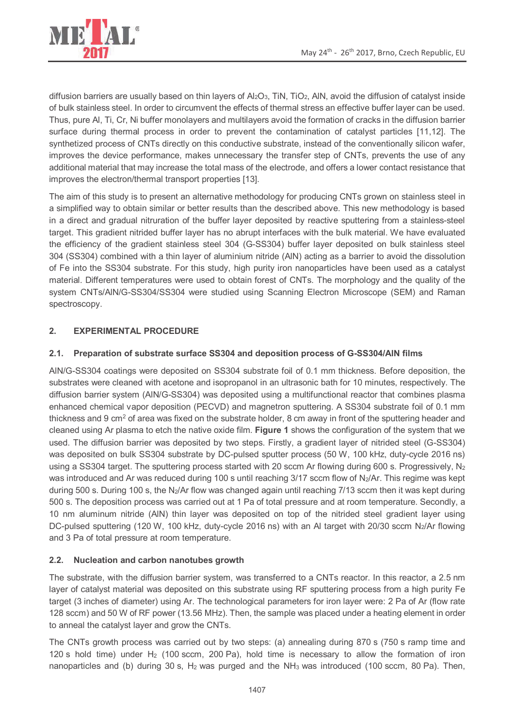diffusion barriers are usually based on thin layers of $Al_2O_3$, TiN, $TiO_2$, AlN, avoid the diffusion of catalyst inside of bulk stainless steel. In order to circumvent the effects of thermal stress an effective buffer layer can be used. Thus, pure Al, Ti, Cr, Ni buffer monolayers and multilayers avoid the formation of cracks in the diffusion barrier surface during thermal process in order to prevent the contamination of catalyst particles [11,12]. The synthetized process of CNTs directly on this conductive substrate, instead of the conventionally silicon wafer, improves the device performance, makes unnecessary the transfer step of CNTs, prevents the use of any additional material that may increase the total mass of the electrode, and offers a lower contact resistance that improves the electron/thermal transport properties [13].

The aim of this study is to present an alternative methodology for producing CNTs grown on stainless steel in a simplified way to obtain similar or better results than the described above. This new methodology is based in a direct and gradual nitruration of the buffer layer deposited by reactive sputtering from a stainless-steel target. This gradient nitrided buffer layer has no abrupt interfaces with the bulk material. We have evaluated the efficiency of the gradient stainless steel 304 (G-SS304) buffer layer deposited on bulk stainless steel 304 (SS304) combined with a thin layer of aluminium nitride (AlN) acting as a barrier to avoid the dissolution of Fe into the SS304 substrate. For this study, high purity iron nanoparticles have been used as a catalyst material. Different temperatures were used to obtain forest of CNTs. The morphology and the quality of the system CNTs/AlN/G-SS304/SS304 were studied using Scanning Electron Microscope (SEM) and Raman spectroscopy.

## 2. EXPERIMENTAL PROCEDURE

### 2.1. Preparation of substrate surface SS304 and deposition process of G-SS304/AlN films

AlN/G-SS304 coatings were deposited on SS304 substrate foil of 0.1 mm thickness. Before deposition, the substrates were cleaned with acetone and isopropanol in an ultrasonic bath for 10 minutes, respectively. The diffusion barrier system (AlN/G-SS304) was deposited using a multifunctional reactor that combines plasma enhanced chemical vapor deposition (PECVD) and magnetron sputtering. A SS304 substrate foil of 0.1 mm thickness and 9 $cm^2$ of area was fixed on the substrate holder, 8 cm away in front of the sputtering header and cleaned using Ar plasma to etch the native oxide film. **Figure 1** shows the configuration of the system that we used. The diffusion barrier was deposited by two steps. Firstly, a gradient layer of nitrided steel (G-SS304) was deposited on bulk SS304 substrate by DC-pulsed sputter process (50 W, 100 kHz, duty-cycle 2016 ns) using a SS304 target. The sputtering process started with 20 sccm Ar flowing during 600 s. Progressively, $N_2$ was introduced and Ar was reduced during 100 s until reaching 3/17 sccm flow of $N_2$/Ar. This regime was kept during 500 s. During 100 s, the $N_2$/Ar flow was changed again until reaching 7/13 sccm then it was kept during 500 s. The deposition process was carried out at 1 Pa of total pressure and at room temperature. Secondly, a 10 nm aluminum nitride (AlN) thin layer was deposited on top of the nitrided steel gradient layer using DC-pulsed sputtering (120 W, 100 kHz, duty-cycle 2016 ns) with an Al target with 20/30 sccm $N_2$/Ar flowing and 3 Pa of total pressure at room temperature.

### 2.2. Nucleation and carbon nanotubes growth

The substrate, with the diffusion barrier system, was transferred to a CNTs reactor. In this reactor, a 2.5 nm layer of catalyst material was deposited on this substrate using RF sputtering process from a high purity Fe target (3 inches of diameter) using Ar. The technological parameters for iron layer were: 2 Pa of Ar (flow rate 128 sccm) and 50 W of RF power (13.56 MHz). Then, the sample was placed under a heating element in order to anneal the catalyst layer and grow the CNTs.

The CNTs growth process was carried out by two steps: (a) annealing during 870 s (750 s ramp time and 120 s hold time) under $H_2$ (100 sccm, 200 Pa), hold time is necessary to allow the formation of iron nanoparticles and (b) during 30 s, $H_2$ was purged and the $NH_3$ was introduced (100 sccm, 80 Pa). Then,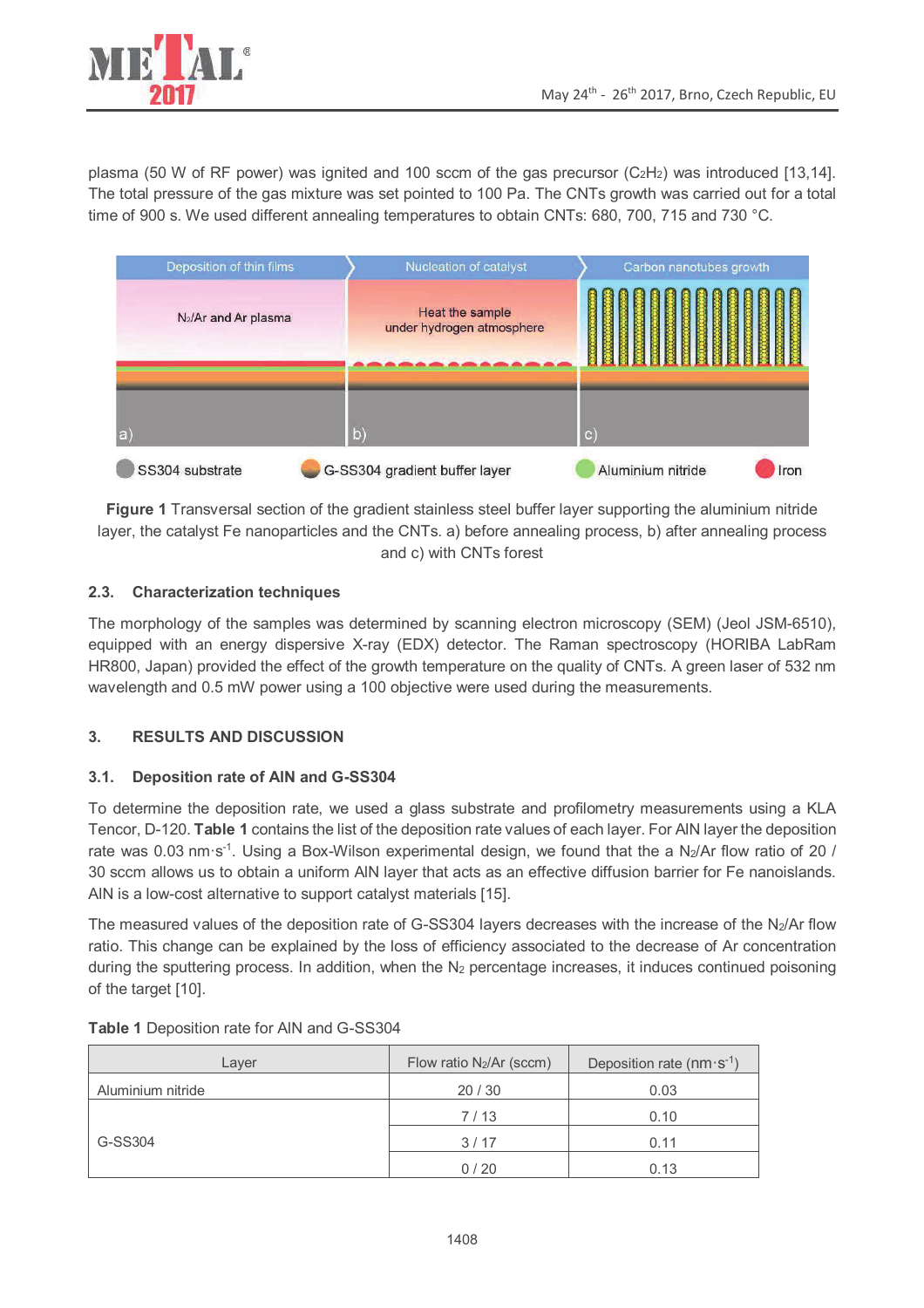plasma (50 W of RF power) was ignited and 100 sccm of the gas precursor ($C_2H_2$) was introduced [13,14]. The total pressure of the gas mixture was set pointed to 100 Pa. The CNTs growth was carried out for a total time of 900 s. We used different annealing temperatures to obtain CNTs: 680, 700, 715 and 730 °C.

**Figure 1** Transversal section of the gradient stainless steel buffer layer supporting the aluminium nitride layer, the catalyst Fe nanoparticles and the CNTs. a) before annealing process, b) after annealing process and c) with CNTs forest

### 2.3. Characterization techniques

The morphology of the samples was determined by scanning electron microscopy (SEM) (Jeol JSM-6510), equipped with an energy dispersive X-ray (EDX) detector. The Raman spectroscopy (HORIBA LabRam HR800, Japan) provided the effect of the growth temperature on the quality of CNTs. A green laser of 532 nm wavelength and 0.5 mW power using a 100 objective were used during the measurements.

## 3. RESULTS AND DISCUSSION

### 3.1. Deposition rate of AlN and G-SS304

To determine the deposition rate, we used a glass substrate and profilometry measurements using a KLA Tencor, D-120. **Table 1** contains the list of the deposition rate values of each layer. For AlN layer the deposition rate was 0.03 $nm \cdot s^{-1}$. Using a Box-Wilson experimental design, we found that the a $N_2$/Ar flow ratio of 20 / 30 sccm allows us to obtain a uniform AlN layer that acts as an effective diffusion barrier for Fe nanoislands. AlN is a low-cost alternative to support catalyst materials [15].

The measured values of the deposition rate of G-SS304 layers decreases with the increase of the $N_2$/Ar flow ratio. This change can be explained by the loss of efficiency associated to the decrease of Ar concentration during the sputtering process. In addition, when the $N_2$ percentage increases, it induces continued poisoning of the target [10].

**Table 1** Deposition rate for AlN and G-SS304

| Layer | Flow ratio $N_2$/Ar (sccm) | Deposition rate ($nm \cdot s^{-1}$) |
|---|---|---|
| Aluminium nitride | 20 / 30 | 0.03 |
| G-SS304 | 7 / 13 | 0.10 |
| | 3 / 17 | 0.11 |
| | 0 / 20 | 0.13 |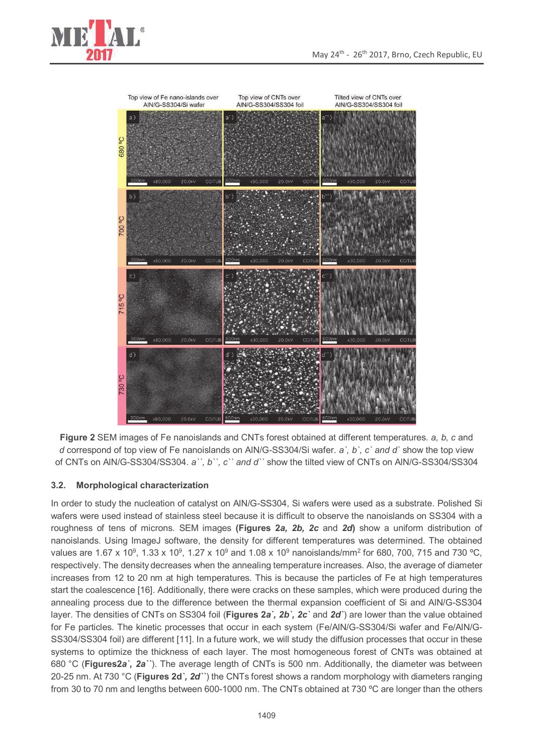**Figure 2** SEM images of Fe nanoislands and CNTs forest obtained at different temperatures. *a, b, c* and *d* correspond of top view of Fe nanoislands on AlN/G-SS304/Si wafer. *a`, b`, c` and d`* show the top view of CNTs on AlN/G-SS304/SS304. *a``*, *b``, c`` and d``* show the tilted view of CNTs on AlN/G-SS304/SS304

## 3.2. Morphological characterization

In order to study the nucleation of catalyst on AlN/G-SS304, Si wafers were used as a substrate. Polished Si wafers were used instead of stainless steel because it is difficult to observe the nanoislands on SS304 with a roughness of tens of microns. SEM images **(Figures 2*a*, *2b*, *2c*** and ***2d*)** show a uniform distribution of nanoislands. Using ImageJ software, the density for different temperatures was determined. The obtained values are 1.67 x $10^9$, 1.33 x $10^9$, 1.27 x $10^9$ and 1.08 x $10^9$ nanoislands/mm$^2$ for 680, 700, 715 and 730 ºC, respectively. The density decreases when the annealing temperature increases. Also, the average of diameter increases from 12 to 20 nm at high temperatures. This is because the particles of Fe at high temperatures start the coalescence [16]. Additionally, there were cracks on these samples, which were produced during the annealing process due to the difference between the thermal expansion coefficient of Si and AlN/G-SS304 layer. The densities of CNTs on SS304 foil (**Figures 2*a`*, *2b`*, *2c`*** and ***2d`***) are lower than the value obtained for Fe particles. The kinetic processes that occur in each system (Fe/AlN/G-SS304/Si wafer and Fe/AlN/G-SS304/SS304 foil) are different [11]. In a future work, we will study the diffusion processes that occur in these systems to optimize the thickness of each layer. The most homogeneous forest of CNTs was obtained at 680 °C (**Figures2*a`*, *2a``***). The average length of CNTs is 500 nm. Additionally, the diameter was between 20-25 nm. At 730 °C (**Figures 2d`*, 2d``***) the CNTs forest shows a random morphology with diameters ranging from 30 to 70 nm and lengths between 600-1000 nm. The CNTs obtained at 730 ºC are longer than the others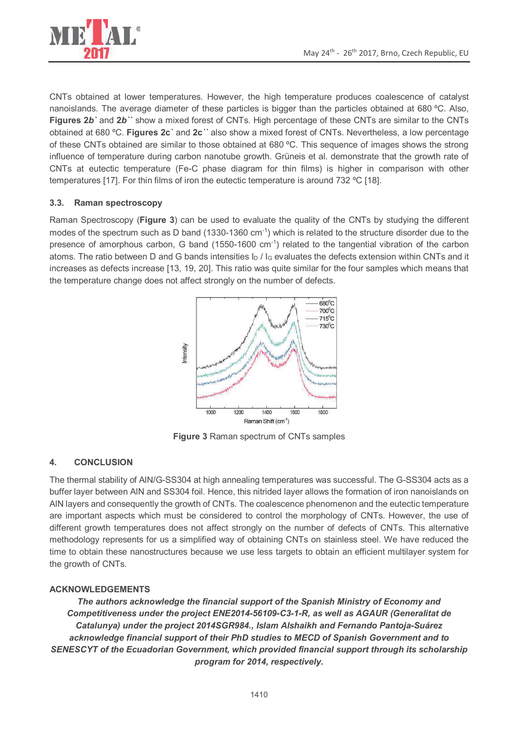CNTs obtained at lower temperatures. However, the high temperature produces coalescence of catalyst nanoislands. The average diameter of these particles is bigger than the particles obtained at 680 ºC. Also, **Figures 2*b*`** and **2*b*``** show a mixed forest of CNTs. High percentage of these CNTs are similar to the CNTs obtained at 680 ºC. **Figures 2c`** and **2c``** also show a mixed forest of CNTs. Nevertheless, a low percentage of these CNTs obtained are similar to those obtained at 680 ºC. This sequence of images shows the strong influence of temperature during carbon nanotube growth. Grüneis et al. demonstrate that the growth rate of CNTs at eutectic temperature (Fe-C phase diagram for thin films) is higher in comparison with other temperatures [17]. For thin films of iron the eutectic temperature is around 732 ºC [18].

### 3.3. Raman spectroscopy

Raman Spectroscopy (**Figure 3**) can be used to evaluate the quality of the CNTs by studying the different modes of the spectrum such as D band (1330-1360 $cm^{-1}$) which is related to the structure disorder due to the presence of amorphous carbon, G band (1550-1600 $cm^{-1}$) related to the tangential vibration of the carbon atoms. The ratio between D and G bands intensities $I_D$ / $I_G$ evaluates the defects extension within CNTs and it increases as defects increase [13, 19, 20]. This ratio was quite similar for the four samples which means that the temperature change does not affect strongly on the number of defects.

**Figure 3** Raman spectrum of CNTs samples

## 4. CONCLUSION

The thermal stability of AlN/G-SS304 at high annealing temperatures was successful. The G-SS304 acts as a buffer layer between AlN and SS304 foil. Hence, this nitrided layer allows the formation of iron nanoislands on AlN layers and consequently the growth of CNTs. The coalescence phenomenon and the eutectic temperature are important aspects which must be considered to control the morphology of CNTs. However, the use of different growth temperatures does not affect strongly on the number of defects of CNTs. This alternative methodology represents for us a simplified way of obtaining CNTs on stainless steel. We have reduced the time to obtain these nanostructures because we use less targets to obtain an efficient multilayer system for the growth of CNTs.

## ACKNOWLEDGEMENTS

***The authors acknowledge the financial support of the Spanish Ministry of Economy and Competitiveness under the project ENE2014-56109-C3-1-R, as well as AGAUR (Generalitat de Catalunya) under the project 2014SGR984., Islam Alshaikh and Fernando Pantoja-Suárez acknowledge financial support of their PhD studies to MECD of Spanish Government and to SENESCYT of the Ecuadorian Government, which provided financial support through its scholarship program for 2014, respectively.***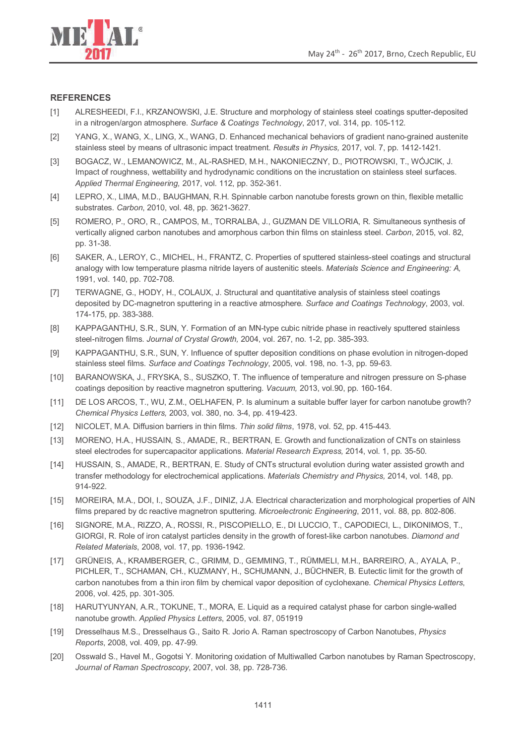## REFERENCES

[1] ALRESHEEDI, F.I., KRZANOWSKI, J.E. Structure and morphology of stainless steel coatings sputter-deposited in a nitrogen/argon atmosphere. *Surface & Coatings Technology*, 2017, vol. 314, pp. 105-112.

[2] YANG, X., WANG, X., LING, X., WANG, D. Enhanced mechanical behaviors of gradient nano-grained austenite stainless steel by means of ultrasonic impact treatment. *Results in Physics,* 2017, vol. 7, pp. 1412-1421.

[3] BOGACZ, W., LEMANOWICZ, M., AL-RASHED, M.H., NAKONIECZNY, D., PIOTROWSKI, T., WÓJCIK, J. Impact of roughness, wettability and hydrodynamic conditions on the incrustation on stainless steel surfaces. *Applied Thermal Engineering,* 2017, vol. 112, pp. 352-361.

[4] LEPRO, X., LIMA, M.D., BAUGHMAN, R.H. Spinnable carbon nanotube forests grown on thin, flexible metallic substrates. *Carbon*, 2010, vol. 48, pp. 3621-3627.

[5] ROMERO, P., ORO, R., CAMPOS, M., TORRALBA, J., GUZMAN DE VILLORIA, R. Simultaneous synthesis of vertically aligned carbon nanotubes and amorphous carbon thin films on stainless steel. *Carbon*, 2015, vol. 82, pp. 31-38.

[6] SAKER, A., LEROY, C., MICHEL, H., FRANTZ, C. Properties of sputtered stainless-steel coatings and structural analogy with low temperature plasma nitride layers of austenitic steels. *Materials Science and Engineering: A,* 1991, vol. 140, pp. 702-708.

[7] TERWAGNE, G., HODY, H., COLAUX, J. Structural and quantitative analysis of stainless steel coatings deposited by DC-magnetron sputtering in a reactive atmosphere. *Surface and Coatings Technology*, 2003, vol. 174-175, pp. 383-388.

[8] KAPPAGANTHU, S.R., SUN, Y. Formation of an MN-type cubic nitride phase in reactively sputtered stainless steel-nitrogen films. *Journal of Crystal Growth,* 2004, vol. 267, no. 1-2, pp. 385-393.

[9] KAPPAGANTHU, S.R., SUN, Y. Influence of sputter deposition conditions on phase evolution in nitrogen-doped stainless steel films. *Surface and Coatings Technology*, 2005, vol. 198, no. 1-3, pp. 59-63.

[10] BARANOWSKA, J., FRYSKA, S., SUSZKO, T. The influence of temperature and nitrogen pressure on S-phase coatings deposition by reactive magnetron sputtering. *Vacuum,* 2013, vol.90, pp. 160-164.

[11] DE LOS ARCOS, T., WU, Z.M., OELHAFEN, P. Is aluminum a suitable buffer layer for carbon nanotube growth? *Chemical Physics Letters,* 2003, vol. 380, no. 3-4, pp. 419-423.

[12] NICOLET, M.A. Diffusion barriers in thin films. *Thin solid films*, 1978, vol. 52, pp. 415-443.

[13] MORENO, H.A., HUSSAIN, S., AMADE, R., BERTRAN, E. Growth and functionalization of CNTs on stainless steel electrodes for supercapacitor applications. *Material Research Express,* 2014, vol. 1, pp. 35-50.

[14] HUSSAIN, S., AMADE, R., BERTRAN, E. Study of CNTs structural evolution during water assisted growth and transfer methodology for electrochemical applications. *Materials Chemistry and Physics,* 2014, vol. 148, pp. 914-922.

[15] MOREIRA, M.A., DOI, I., SOUZA, J.F., DINIZ, J.A. Electrical characterization and morphological properties of AlN films prepared by dc reactive magnetron sputtering. *Microelectronic Engineering*, 2011, vol. 88, pp. 802-806.

[16] SIGNORE, M.A., RIZZO, A., ROSSI, R., PISCOPIELLO, E., DI LUCCIO, T., CAPODIECI, L., DIKONIMOS, T., GIORGI, R. Role of iron catalyst particles density in the growth of forest-like carbon nanotubes. *Diamond and Related Materials*, 2008, vol. 17, pp. 1936-1942.

[17] GRÜNEIS, A., KRAMBERGER, C., GRIMM, D., GEMMING, T., RÜMMELI, M.H., BARREIRO, A., AYALA, P., PICHLER, T., SCHAMAN, CH., KUZMANY, H., SCHUMANN, J., BÜCHNER, B. Eutectic limit for the growth of carbon nanotubes from a thin iron film by chemical vapor deposition of cyclohexane. *Chemical Physics Letters*, 2006, vol. 425, pp. 301-305.

[18] HARUTYUNYAN, A.R., TOKUNE, T., MORA, E. Liquid as a required catalyst phase for carbon single-walled nanotube growth. *Applied Physics Letters*, 2005, vol. 87, 051919

[19] Dresselhaus M.S., Dresselhaus G., Saito R. Jorio A. Raman spectroscopy of Carbon Nanotubes, *Physics Reports*, 2008, vol. 409, pp. 47-99.

[20] Osswald S., Havel M., Gogotsi Y. Monitoring oxidation of Multiwalled Carbon nanotubes by Raman Spectroscopy, *Journal of Raman Spectroscopy*, 2007, vol. 38, pp. 728-736.